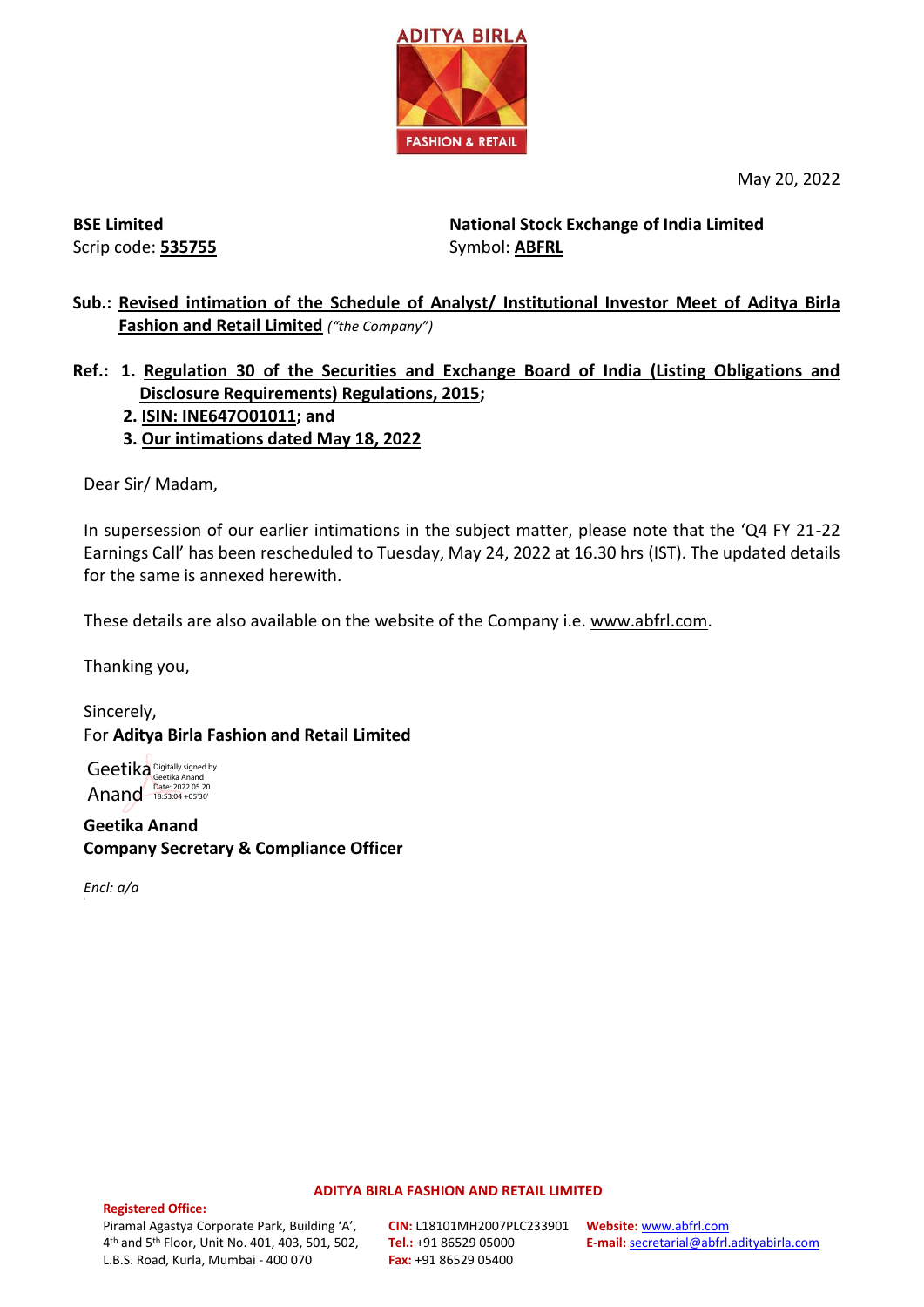ADITYA BIRLA
FASHION & RETAIL

May 20, 2022

**BSE Limited**
Scrip code: **535755**

**National Stock Exchange of India Limited**
Symbol: **ABFRL**

**Sub.: Revised intimation of the Schedule of Analyst/ Institutional Investor Meet of Aditya Birla Fashion and Retail Limited** *("the Company")*

**Ref.:**
1. **Regulation 30 of the Securities and Exchange Board of India (Listing Obligations and Disclosure Requirements) Regulations, 2015;**
2. **ISIN: INE647O01011; and**
3. **Our intimations dated May 18, 2022**

Dear Sir/ Madam,

In supersession of our earlier intimations in the subject matter, please note that the 'Q4 FY 21-22 Earnings Call' has been rescheduled to Tuesday, May 24, 2022 at 16.30 hrs (IST). The updated details for the same is annexed herewith.

These details are also available on the website of the Company i.e. www.abfrl.com.

Thanking you,

Sincerely,
For **Aditya Birla Fashion and Retail Limited**

Geetika Anand
Digitally signed by Geetika Anand
Date: 2022.05.20 18:53:04 +05'30'

**Geetika Anand**
**Company Secretary & Compliance Officer**

*Encl: a/a*

**ADITYA BIRLA FASHION AND RETAIL LIMITED**

**Registered Office:**
Piramal Agastya Corporate Park, Building 'A', 4th and 5th Floor, Unit No. 401, 403, 501, 502, L.B.S. Road, Kurla, Mumbai - 400 070

**CIN:** L18101MH2007PLC233901
**Tel.:** +91 86529 05000
**Fax:** +91 86529 05400

**Website:** www.abfrl.com
**E-mail:** secretarial@abfrl.adityabirla.com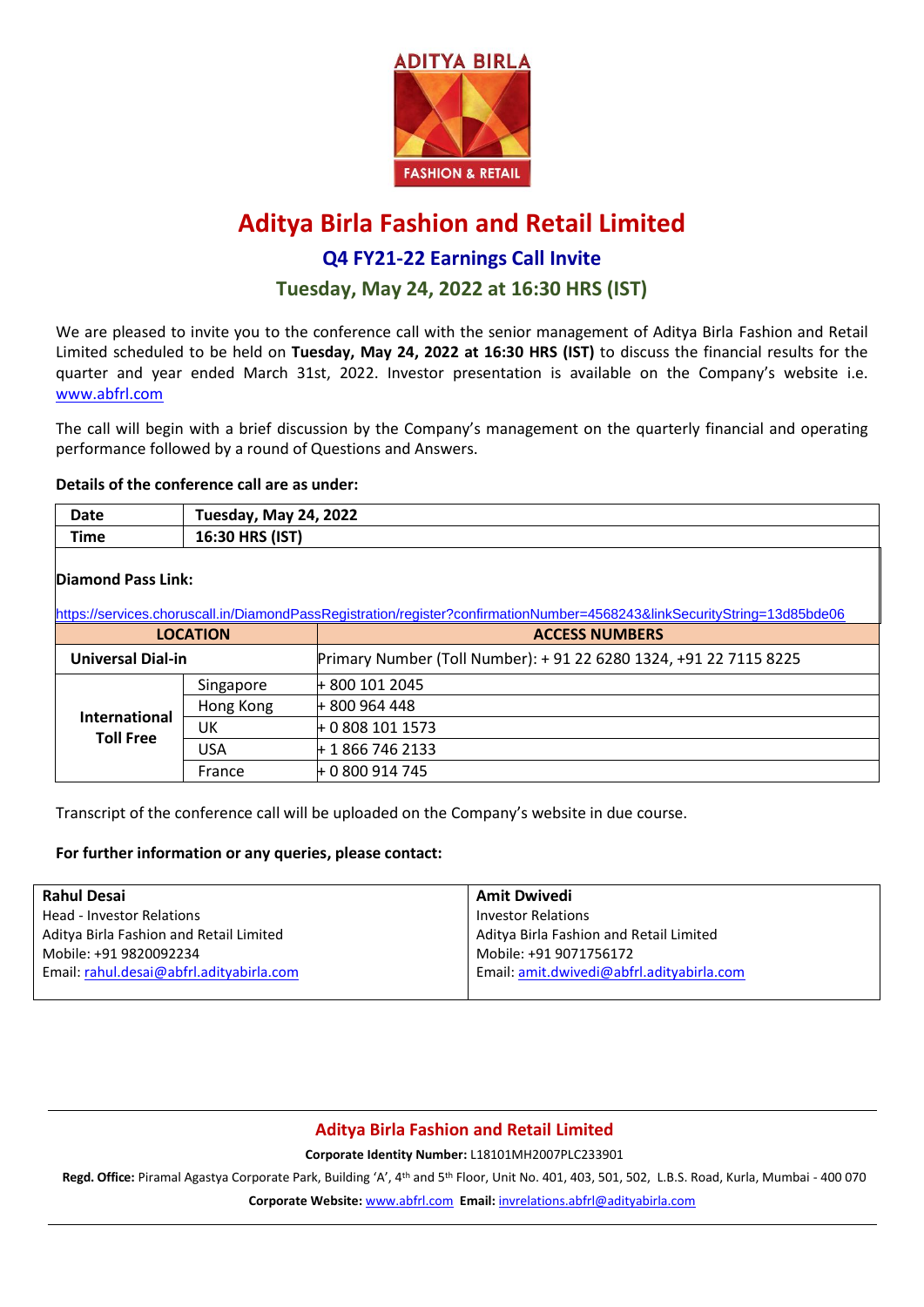# Aditya Birla Fashion and Retail Limited

## Q4 FY21-22 Earnings Call Invite

### Tuesday, May 24, 2022 at 16:30 HRS (IST)

We are pleased to invite you to the conference call with the senior management of Aditya Birla Fashion and Retail Limited scheduled to be held on **Tuesday, May 24, 2022 at 16:30 HRS (IST)** to discuss the financial results for the quarter and year ended March 31st, 2022. Investor presentation is available on the Company's website i.e. www.abfrl.com

The call will begin with a brief discussion by the Company's management on the quarterly financial and operating performance followed by a round of Questions and Answers.

**Details of the conference call are as under:**

| | | |
|---|---|---|
| **Date** | **Tuesday, May 24, 2022** | |
| **Time** | **16:30 HRS (IST)** | |
| **Diamond Pass Link:** https://services.choruscall.in/DiamondPassRegistration/register?confirmationNumber=4568243&linkSecurityString=13d85bde06 | | |
| **LOCATION** | | **ACCESS NUMBERS** |
| **Universal Dial-in** | | Primary Number (Toll Number): + 91 22 6280 1324, +91 22 7115 8225 |
| **International Toll Free** | Singapore | + 800 101 2045 |
| | Hong Kong | + 800 964 448 |
| | UK | + 0 808 101 1573 |
| | USA | + 1 866 746 2133 |
| | France | + 0 800 914 745 |

Transcript of the conference call will be uploaded on the Company's website in due course.

**For further information or any queries, please contact:**

| | |
|---|---|
| **Rahul Desai**<br>Head - Investor Relations<br>Aditya Birla Fashion and Retail Limited<br>Mobile: +91 9820092234<br>Email: rahul.desai@abfrl.adityabirla.com | **Amit Dwivedi**<br>Investor Relations<br>Aditya Birla Fashion and Retail Limited<br>Mobile: +91 9071756172<br>Email: amit.dwivedi@abfrl.adityabirla.com |

**Aditya Birla Fashion and Retail Limited**

**Corporate Identity Number:** L18101MH2007PLC233901

**Regd. Office:** Piramal Agastya Corporate Park, Building 'A', 4th and 5th Floor, Unit No. 401, 403, 501, 502, L.B.S. Road, Kurla, Mumbai - 400 070

**Corporate Website:** www.abfrl.com **Email:** invrelations.abfrl@adityabirla.com